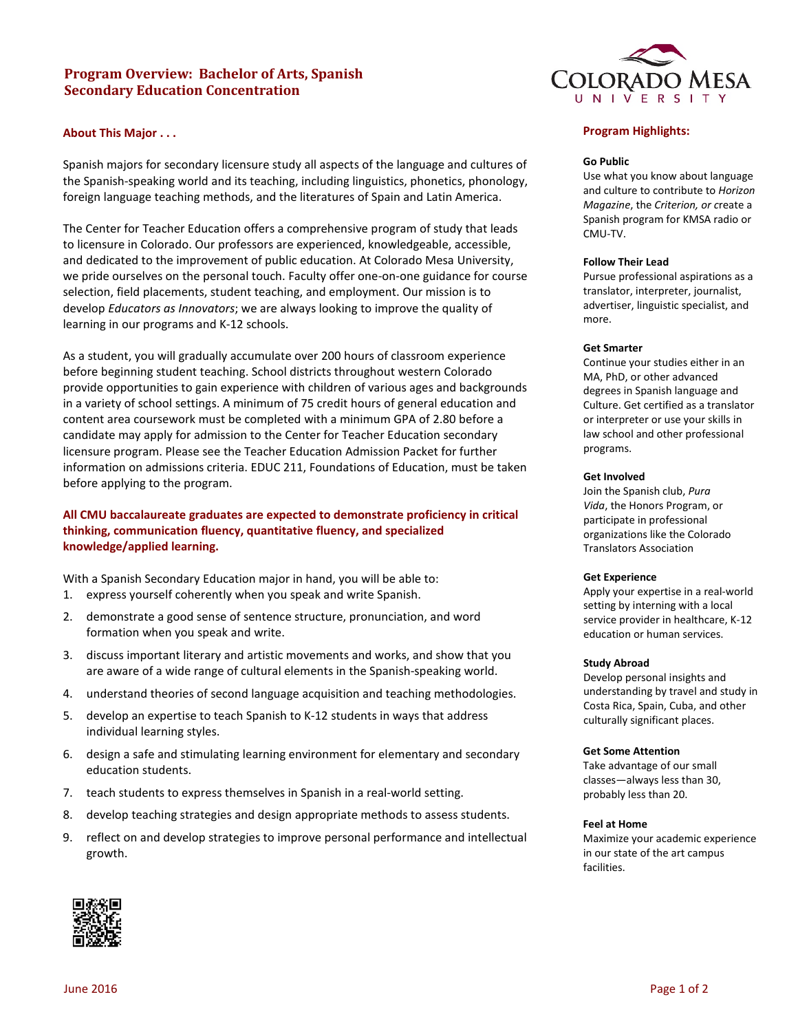# Program Overview: Bachelor of Arts, Spanish Secondary Education Concentration

## About This Major . . .

Spanish majors for secondary licensure study all aspects of the language and cultures of the Spanish-speaking world and its teaching, including linguistics, phonetics, phonology, foreign language teaching methods, and the literatures of Spain and Latin America.

The Center for Teacher Education offers a comprehensive program of study that leads to licensure in Colorado. Our professors are experienced, knowledgeable, accessible, and dedicated to the improvement of public education. At Colorado Mesa University, we pride ourselves on the personal touch. Faculty offer one-on-one guidance for course selection, field placements, student teaching, and employment. Our mission is to develop *Educators as Innovators*; we are always looking to improve the quality of learning in our programs and K-12 schools.

As a student, you will gradually accumulate over 200 hours of classroom experience before beginning student teaching. School districts throughout western Colorado provide opportunities to gain experience with children of various ages and backgrounds in a variety of school settings. A minimum of 75 credit hours of general education and content area coursework must be completed with a minimum GPA of 2.80 before a candidate may apply for admission to the Center for Teacher Education secondary licensure program. Please see the Teacher Education Admission Packet for further information on admissions criteria. EDUC 211, Foundations of Education, must be taken before applying to the program.

**All CMU baccalaureate graduates are expected to demonstrate proficiency in critical thinking, communication fluency, quantitative fluency, and specialized knowledge/applied learning.**

With a Spanish Secondary Education major in hand, you will be able to:

1. express yourself coherently when you speak and write Spanish.
2. demonstrate a good sense of sentence structure, pronunciation, and word formation when you speak and write.
3. discuss important literary and artistic movements and works, and show that you are aware of a wide range of cultural elements in the Spanish-speaking world.
4. understand theories of second language acquisition and teaching methodologies.
5. develop an expertise to teach Spanish to K-12 students in ways that address individual learning styles.
6. design a safe and stimulating learning environment for elementary and secondary education students.
7. teach students to express themselves in Spanish in a real-world setting.
8. develop teaching strategies and design appropriate methods to assess students.
9. reflect on and develop strategies to improve personal performance and intellectual growth.

## Program Highlights:

**Go Public**
Use what you know about language and culture to contribute to *Horizon Magazine*, the *Criterion, or c*reate a Spanish program for KMSA radio or CMU-TV.

**Follow Their Lead**
Pursue professional aspirations as a translator, interpreter, journalist, advertiser, linguistic specialist, and more.

**Get Smarter**
Continue your studies either in an MA, PhD, or other advanced degrees in Spanish language and Culture. Get certified as a translator or interpreter or use your skills in law school and other professional programs.

**Get Involved**
Join the Spanish club, *Pura Vida*, the Honors Program, or participate in professional organizations like the Colorado Translators Association

**Get Experience**
Apply your expertise in a real-world setting by interning with a local service provider in healthcare, K-12 education or human services.

**Study Abroad**
Develop personal insights and understanding by travel and study in Costa Rica, Spain, Cuba, and other culturally significant places.

**Get Some Attention**
Take advantage of our small classes—always less than 30, probably less than 20.

**Feel at Home**
Maximize your academic experience in our state of the art campus facilities.

June 2016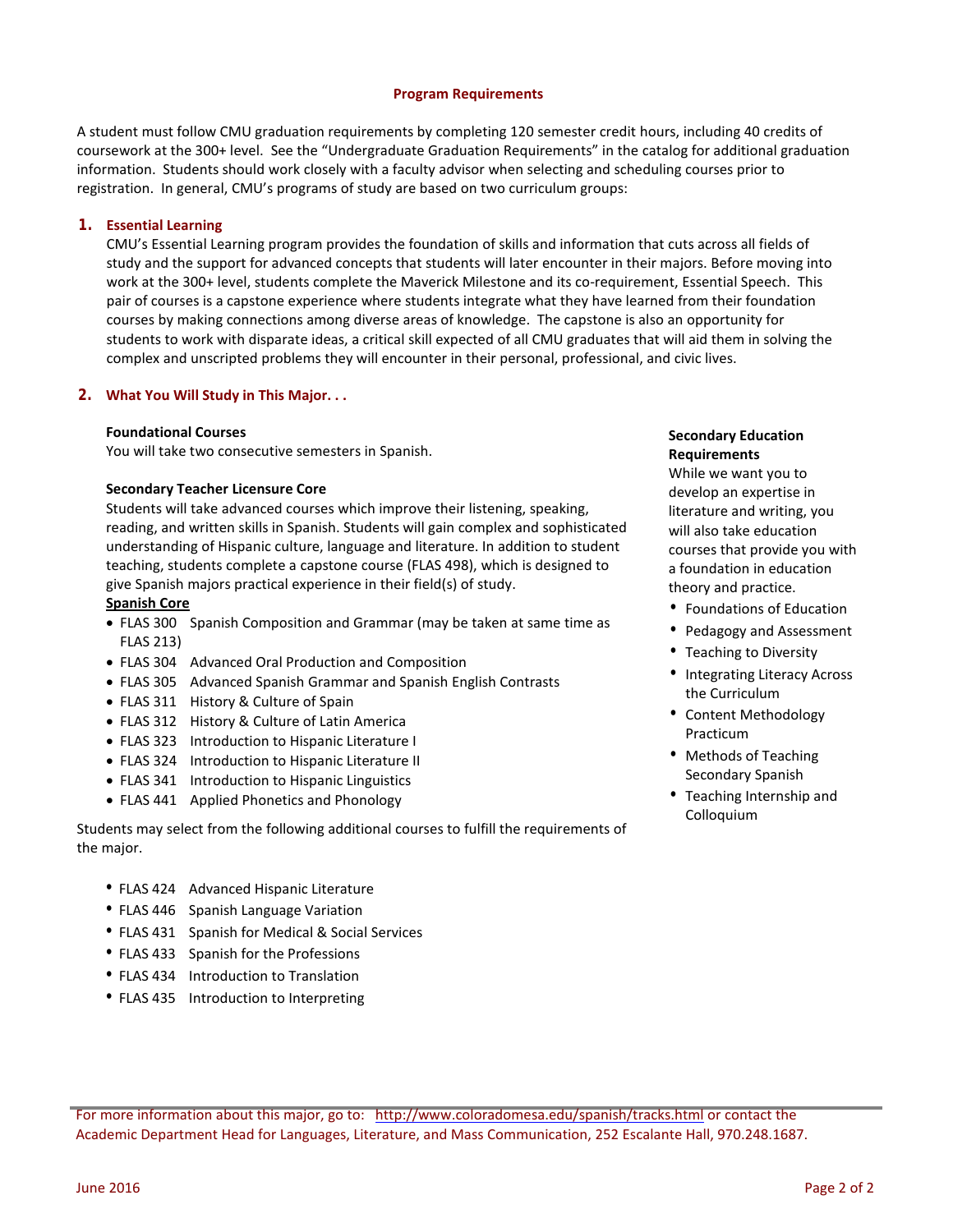## Program Requirements

A student must follow CMU graduation requirements by completing 120 semester credit hours, including 40 credits of coursework at the 300+ level. See the "Undergraduate Graduation Requirements" in the catalog for additional graduation information. Students should work closely with a faculty advisor when selecting and scheduling courses prior to registration. In general, CMU's programs of study are based on two curriculum groups:

### 1. Essential Learning

CMU's Essential Learning program provides the foundation of skills and information that cuts across all fields of study and the support for advanced concepts that students will later encounter in their majors. Before moving into work at the 300+ level, students complete the Maverick Milestone and its co-requirement, Essential Speech. This pair of courses is a capstone experience where students integrate what they have learned from their foundation courses by making connections among diverse areas of knowledge. The capstone is also an opportunity for students to work with disparate ideas, a critical skill expected of all CMU graduates that will aid them in solving the complex and unscripted problems they will encounter in their personal, professional, and civic lives.

### 2. What You Will Study in This Major. . .

**Foundational Courses**

You will take two consecutive semesters in Spanish.

**Secondary Teacher Licensure Core**

Students will take advanced courses which improve their listening, speaking, reading, and written skills in Spanish. Students will gain complex and sophisticated understanding of Hispanic culture, language and literature. In addition to student teaching, students complete a capstone course (FLAS 498), which is designed to give Spanish majors practical experience in their field(s) of study.

**Spanish Core**

- FLAS 300 Spanish Composition and Grammar (may be taken at same time as FLAS 213)
- FLAS 304 Advanced Oral Production and Composition
- FLAS 305 Advanced Spanish Grammar and Spanish English Contrasts
- FLAS 311 History & Culture of Spain
- FLAS 312 History & Culture of Latin America
- FLAS 323 Introduction to Hispanic Literature I
- FLAS 324 Introduction to Hispanic Literature II
- FLAS 341 Introduction to Hispanic Linguistics
- FLAS 441 Applied Phonetics and Phonology

Students may select from the following additional courses to fulfill the requirements of the major.

- FLAS 424 Advanced Hispanic Literature
- FLAS 446 Spanish Language Variation
- FLAS 431 Spanish for Medical & Social Services
- FLAS 433 Spanish for the Professions
- FLAS 434 Introduction to Translation
- FLAS 435 Introduction to Interpreting

**Secondary Education Requirements**

While we want you to develop an expertise in literature and writing, you will also take education courses that provide you with a foundation in education theory and practice.

- Foundations of Education
- Pedagogy and Assessment
- Teaching to Diversity
- Integrating Literacy Across the Curriculum
- Content Methodology Practicum
- Methods of Teaching Secondary Spanish
- Teaching Internship and Colloquium

For more information about this major, go to: http://www.coloradomesa.edu/spanish/tracks.html or contact the Academic Department Head for Languages, Literature, and Mass Communication, 252 Escalante Hall, 970.248.1687.

June 2016